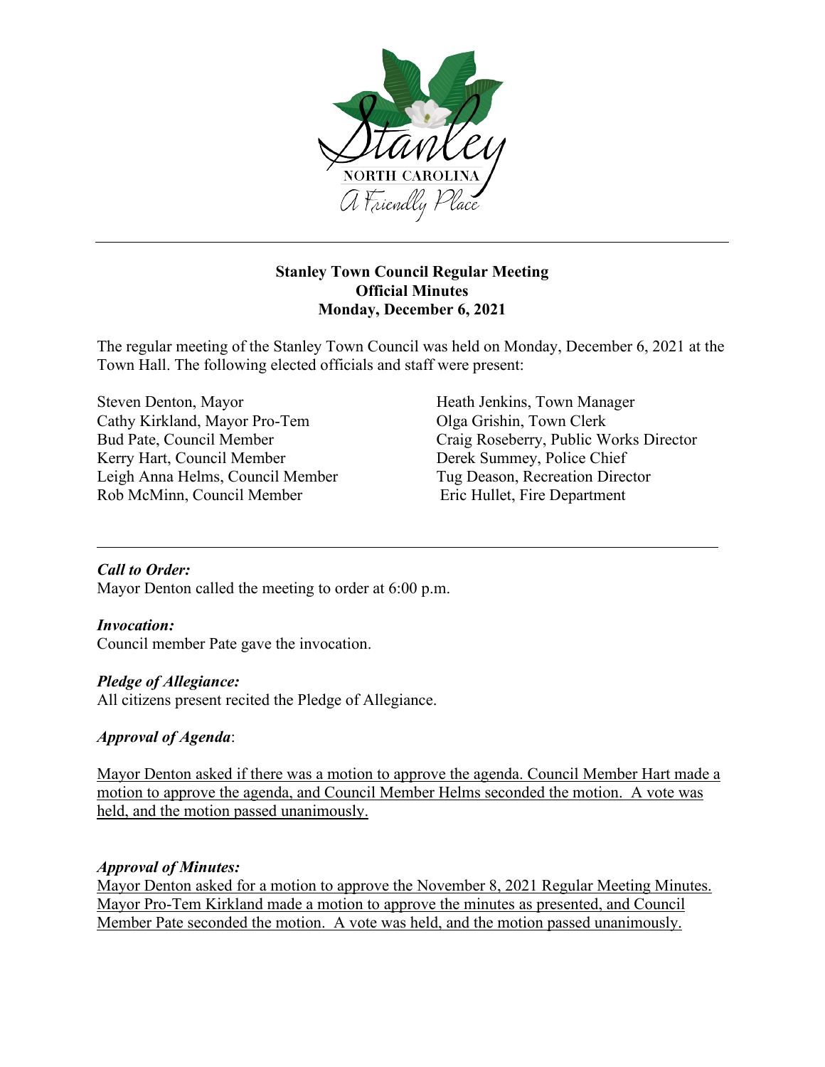**Stanley Town Council Regular Meeting**
**Official Minutes**
**Monday, December 6, 2021**

The regular meeting of the Stanley Town Council was held on Monday, December 6, 2021 at the Town Hall. The following elected officials and staff were present:

Steven Denton, Mayor
Cathy Kirkland, Mayor Pro-Tem
Bud Pate, Council Member
Kerry Hart, Council Member
Leigh Anna Helms, Council Member
Rob McMinn, Council Member

Heath Jenkins, Town Manager
Olga Grishin, Town Clerk
Craig Roseberry, Public Works Director
Derek Summey, Police Chief
Tug Deason, Recreation Director
Eric Hullet, Fire Department

***Call to Order:***
Mayor Denton called the meeting to order at 6:00 p.m.

***Invocation:***
Council member Pate gave the invocation.

***Pledge of Allegiance:***
All citizens present recited the Pledge of Allegiance.

***Approval of Agenda***:

Mayor Denton asked if there was a motion to approve the agenda. Council Member Hart made a motion to approve the agenda, and Council Member Helms seconded the motion. A vote was held, and the motion passed unanimously.

***Approval of Minutes:***
Mayor Denton asked for a motion to approve the November 8, 2021 Regular Meeting Minutes. Mayor Pro-Tem Kirkland made a motion to approve the minutes as presented, and Council Member Pate seconded the motion. A vote was held, and the motion passed unanimously.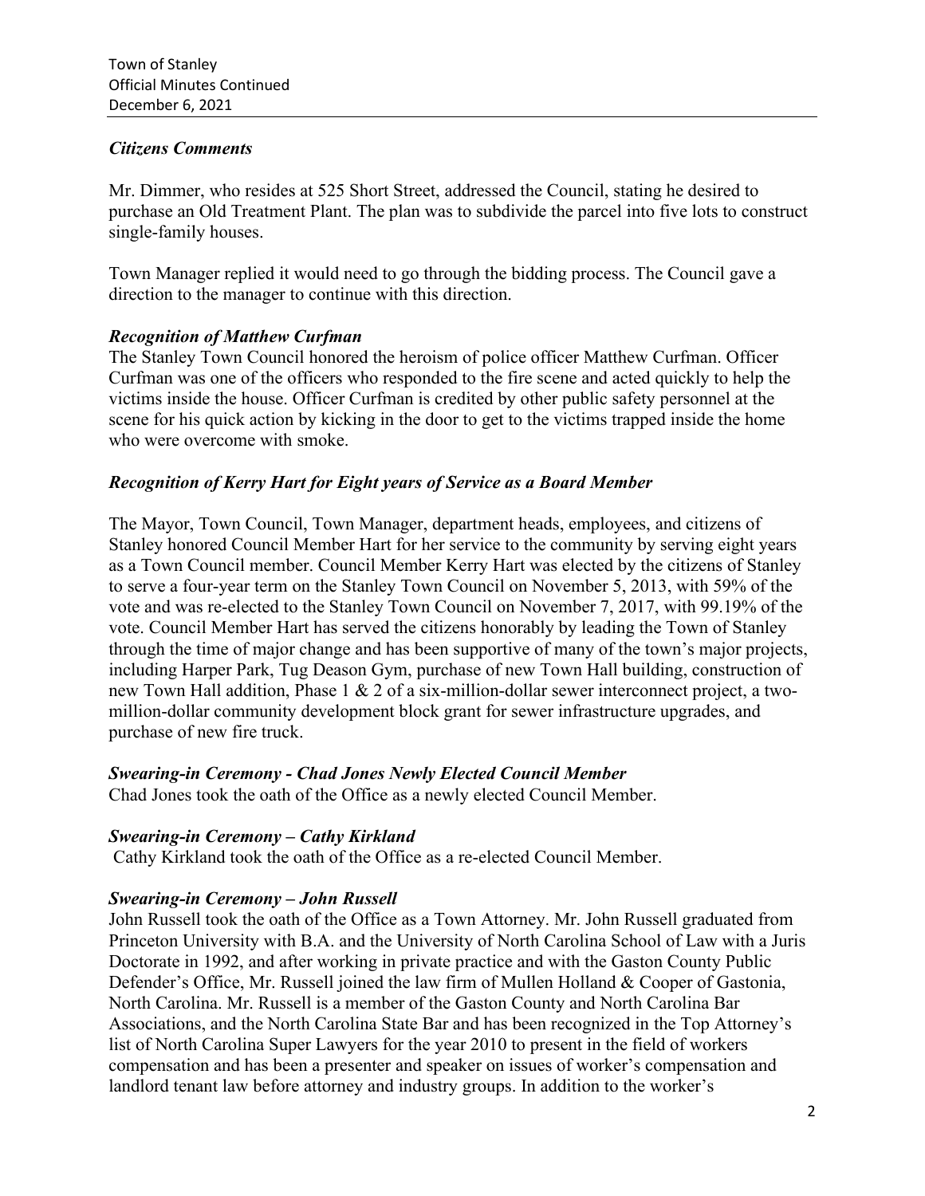### *Citizens Comments*

Mr. Dimmer, who resides at 525 Short Street, addressed the Council, stating he desired to purchase an Old Treatment Plant. The plan was to subdivide the parcel into five lots to construct single-family houses.

Town Manager replied it would need to go through the bidding process. The Council gave a direction to the manager to continue with this direction.

### *Recognition of Matthew Curfman*

The Stanley Town Council honored the heroism of police officer Matthew Curfman. Officer Curfman was one of the officers who responded to the fire scene and acted quickly to help the victims inside the house. Officer Curfman is credited by other public safety personnel at the scene for his quick action by kicking in the door to get to the victims trapped inside the home who were overcome with smoke.

### *Recognition of Kerry Hart for Eight years of Service as a Board Member*

The Mayor, Town Council, Town Manager, department heads, employees, and citizens of Stanley honored Council Member Hart for her service to the community by serving eight years as a Town Council member. Council Member Kerry Hart was elected by the citizens of Stanley to serve a four-year term on the Stanley Town Council on November 5, 2013, with 59% of the vote and was re-elected to the Stanley Town Council on November 7, 2017, with 99.19% of the vote. Council Member Hart has served the citizens honorably by leading the Town of Stanley through the time of major change and has been supportive of many of the town's major projects, including Harper Park, Tug Deason Gym, purchase of new Town Hall building, construction of new Town Hall addition, Phase 1 & 2 of a six-million-dollar sewer interconnect project, a two-million-dollar community development block grant for sewer infrastructure upgrades, and purchase of new fire truck.

### *Swearing-in Ceremony - Chad Jones Newly Elected Council Member*

Chad Jones took the oath of the Office as a newly elected Council Member.

### *Swearing-in Ceremony – Cathy Kirkland*

Cathy Kirkland took the oath of the Office as a re-elected Council Member.

### *Swearing-in Ceremony – John Russell*

John Russell took the oath of the Office as a Town Attorney. Mr. John Russell graduated from Princeton University with B.A. and the University of North Carolina School of Law with a Juris Doctorate in 1992, and after working in private practice and with the Gaston County Public Defender's Office, Mr. Russell joined the law firm of Mullen Holland & Cooper of Gastonia, North Carolina. Mr. Russell is a member of the Gaston County and North Carolina Bar Associations, and the North Carolina State Bar and has been recognized in the Top Attorney's list of North Carolina Super Lawyers for the year 2010 to present in the field of workers compensation and has been a presenter and speaker on issues of worker's compensation and landlord tenant law before attorney and industry groups. In addition to the worker's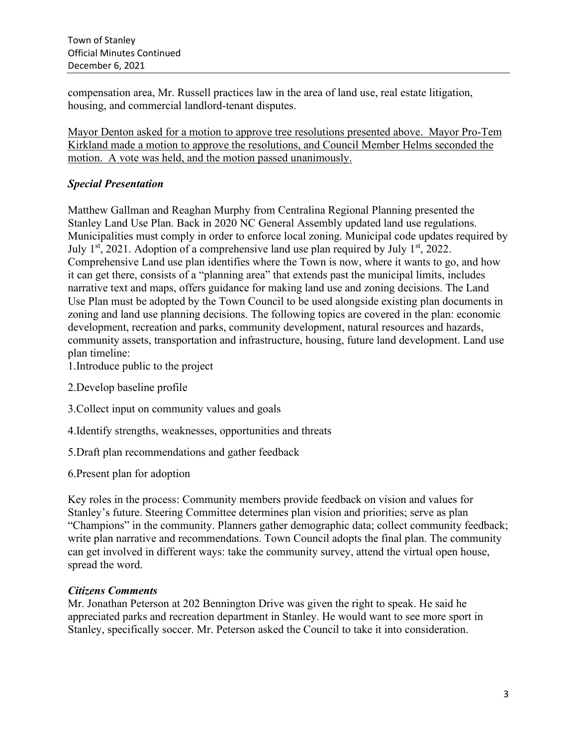compensation area, Mr. Russell practices law in the area of land use, real estate litigation, housing, and commercial landlord-tenant disputes.

<u>Mayor Denton asked for a motion to approve tree resolutions presented above. Mayor Pro-Tem Kirkland made a motion to approve the resolutions, and Council Member Helms seconded the motion. A vote was held, and the motion passed unanimously.</u>

### *Special Presentation*

Matthew Gallman and Reaghan Murphy from Centralina Regional Planning presented the Stanley Land Use Plan. Back in 2020 NC General Assembly updated land use regulations. Municipalities must comply in order to enforce local zoning. Municipal code updates required by July 1st, 2021. Adoption of a comprehensive land use plan required by July 1st, 2022. Comprehensive Land use plan identifies where the Town is now, where it wants to go, and how it can get there, consists of a "planning area" that extends past the municipal limits, includes narrative text and maps, offers guidance for making land use and zoning decisions. The Land Use Plan must be adopted by the Town Council to be used alongside existing plan documents in zoning and land use planning decisions. The following topics are covered in the plan: economic development, recreation and parks, community development, natural resources and hazards, community assets, transportation and infrastructure, housing, future land development. Land use plan timeline:

1. Introduce public to the project

2. Develop baseline profile

3. Collect input on community values and goals

4. Identify strengths, weaknesses, opportunities and threats

5. Draft plan recommendations and gather feedback

6. Present plan for adoption

Key roles in the process: Community members provide feedback on vision and values for Stanley's future. Steering Committee determines plan vision and priorities; serve as plan "Champions" in the community. Planners gather demographic data; collect community feedback; write plan narrative and recommendations. Town Council adopts the final plan. The community can get involved in different ways: take the community survey, attend the virtual open house, spread the word.

### *Citizens Comments*

Mr. Jonathan Peterson at 202 Bennington Drive was given the right to speak. He said he appreciated parks and recreation department in Stanley. He would want to see more sport in Stanley, specifically soccer. Mr. Peterson asked the Council to take it into consideration.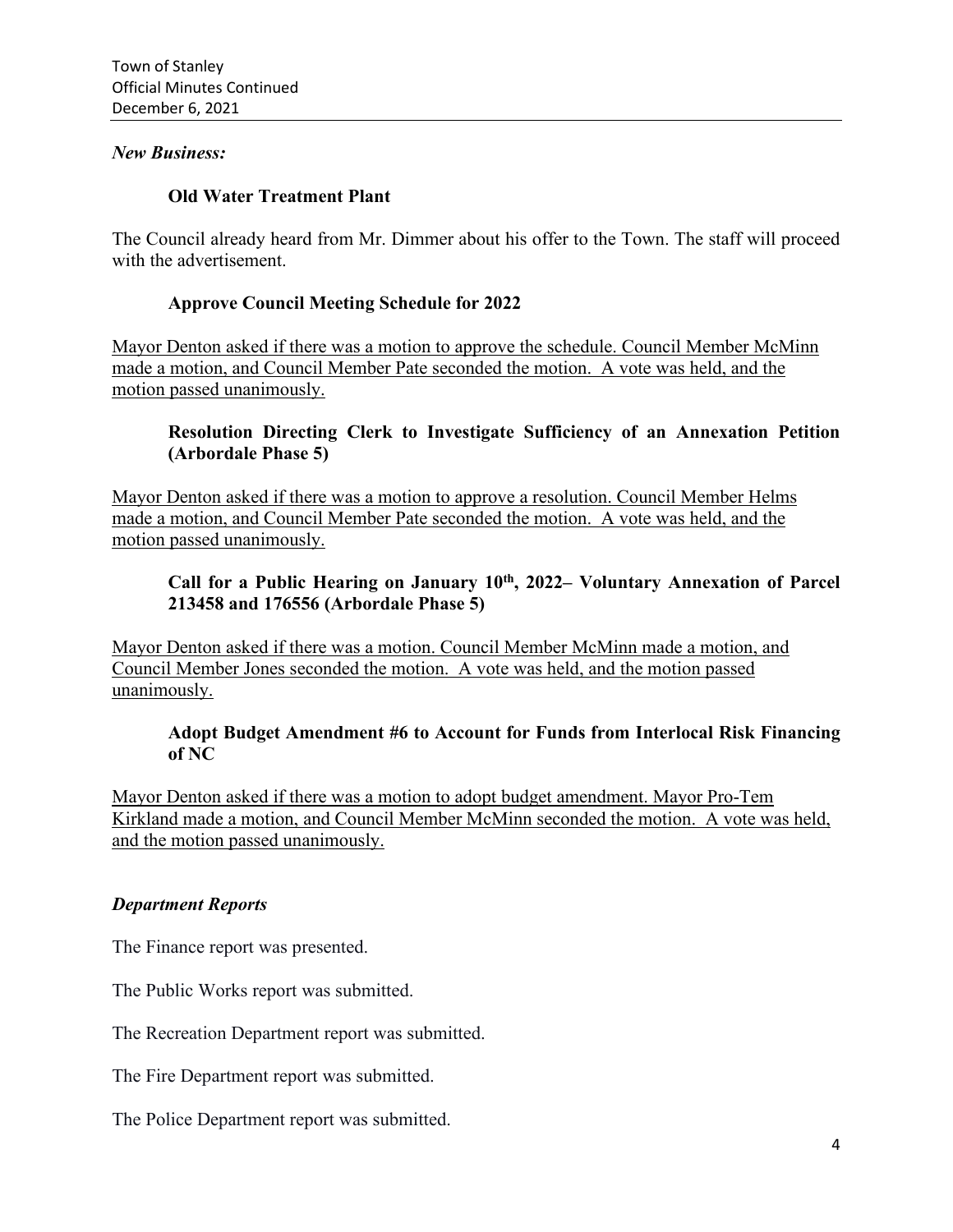*New Business:*

**Old Water Treatment Plant**

The Council already heard from Mr. Dimmer about his offer to the Town. The staff will proceed with the advertisement.

**Approve Council Meeting Schedule for 2022**

Mayor Denton asked if there was a motion to approve the schedule. Council Member McMinn made a motion, and Council Member Pate seconded the motion. A vote was held, and the motion passed unanimously.

**Resolution Directing Clerk to Investigate Sufficiency of an Annexation Petition (Arbordale Phase 5)**

Mayor Denton asked if there was a motion to approve a resolution. Council Member Helms made a motion, and Council Member Pate seconded the motion. A vote was held, and the motion passed unanimously.

**Call for a Public Hearing on January 10th, 2022– Voluntary Annexation of Parcel 213458 and 176556 (Arbordale Phase 5)**

Mayor Denton asked if there was a motion. Council Member McMinn made a motion, and Council Member Jones seconded the motion. A vote was held, and the motion passed unanimously.

**Adopt Budget Amendment #6 to Account for Funds from Interlocal Risk Financing of NC**

Mayor Denton asked if there was a motion to adopt budget amendment. Mayor Pro-Tem Kirkland made a motion, and Council Member McMinn seconded the motion. A vote was held, and the motion passed unanimously.

*Department Reports*

The Finance report was presented.

The Public Works report was submitted.

The Recreation Department report was submitted.

The Fire Department report was submitted.

The Police Department report was submitted.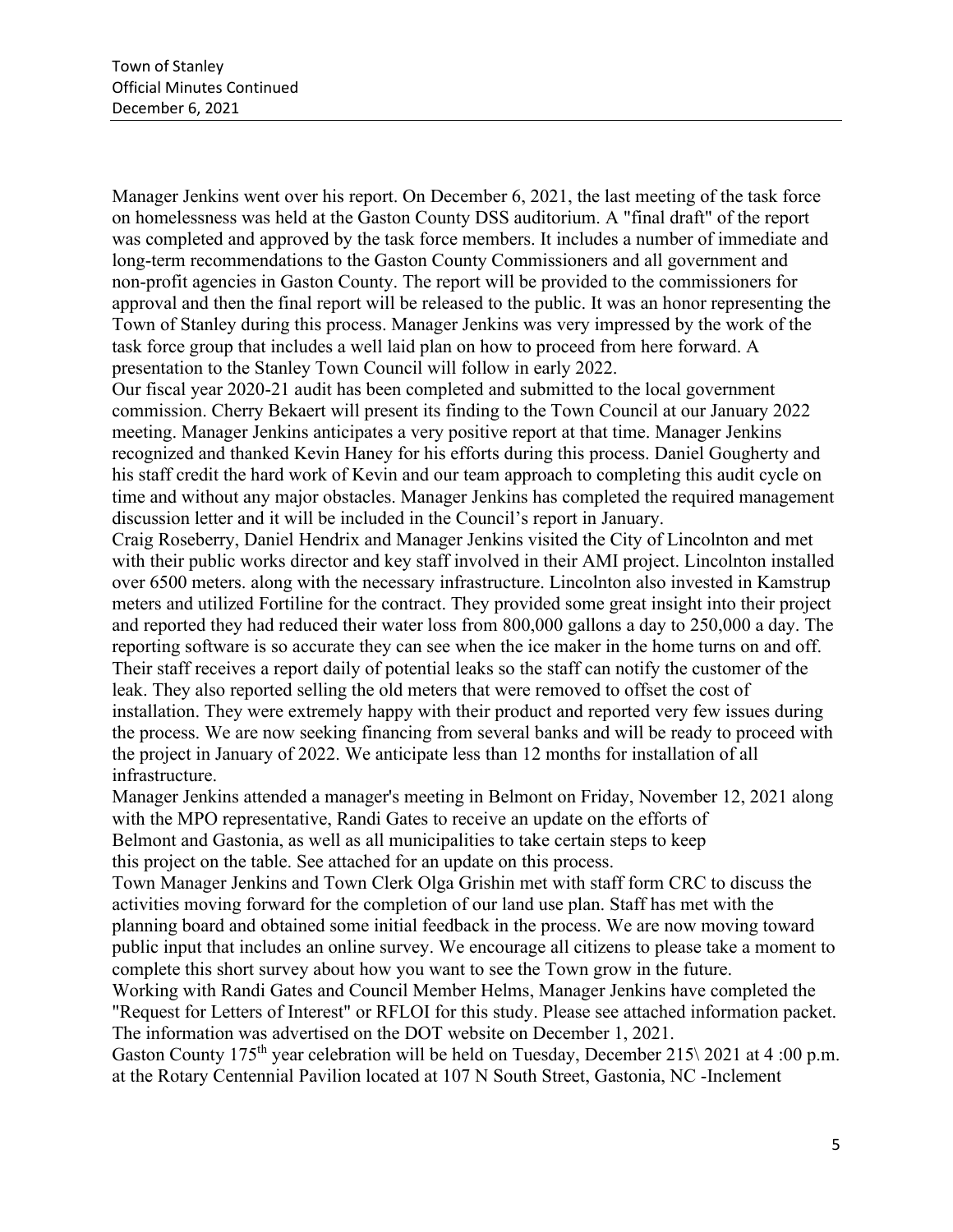Manager Jenkins went over his report. On December 6, 2021, the last meeting of the task force on homelessness was held at the Gaston County DSS auditorium. A "final draft" of the report was completed and approved by the task force members. It includes a number of immediate and long-term recommendations to the Gaston County Commissioners and all government and non-profit agencies in Gaston County. The report will be provided to the commissioners for approval and then the final report will be released to the public. It was an honor representing the Town of Stanley during this process. Manager Jenkins was very impressed by the work of the task force group that includes a well laid plan on how to proceed from here forward. A presentation to the Stanley Town Council will follow in early 2022.

Our fiscal year 2020-21 audit has been completed and submitted to the local government commission. Cherry Bekaert will present its finding to the Town Council at our January 2022 meeting. Manager Jenkins anticipates a very positive report at that time. Manager Jenkins recognized and thanked Kevin Haney for his efforts during this process. Daniel Gougherty and his staff credit the hard work of Kevin and our team approach to completing this audit cycle on time and without any major obstacles. Manager Jenkins has completed the required management discussion letter and it will be included in the Council's report in January.

Craig Roseberry, Daniel Hendrix and Manager Jenkins visited the City of Lincolnton and met with their public works director and key staff involved in their AMI project. Lincolnton installed over 6500 meters. along with the necessary infrastructure. Lincolnton also invested in Kamstrup meters and utilized Fortiline for the contract. They provided some great insight into their project and reported they had reduced their water loss from 800,000 gallons a day to 250,000 a day. The reporting software is so accurate they can see when the ice maker in the home turns on and off. Their staff receives a report daily of potential leaks so the staff can notify the customer of the leak. They also reported selling the old meters that were removed to offset the cost of installation. They were extremely happy with their product and reported very few issues during the process. We are now seeking financing from several banks and will be ready to proceed with the project in January of 2022. We anticipate less than 12 months for installation of all infrastructure.

Manager Jenkins attended a manager's meeting in Belmont on Friday, November 12, 2021 along with the MPO representative, Randi Gates to receive an update on the efforts of Belmont and Gastonia, as well as all municipalities to take certain steps to keep this project on the table. See attached for an update on this process.

Town Manager Jenkins and Town Clerk Olga Grishin met with staff form CRC to discuss the activities moving forward for the completion of our land use plan. Staff has met with the planning board and obtained some initial feedback in the process. We are now moving toward public input that includes an online survey. We encourage all citizens to please take a moment to complete this short survey about how you want to see the Town grow in the future.

Working with Randi Gates and Council Member Helms, Manager Jenkins have completed the "Request for Letters of Interest" or RFLOI for this study. Please see attached information packet. The information was advertised on the DOT website on December 1, 2021.

Gaston County 175th year celebration will be held on Tuesday, December 215\ 2021 at 4 :00 p.m. at the Rotary Centennial Pavilion located at 107 N South Street, Gastonia, NC -Inclement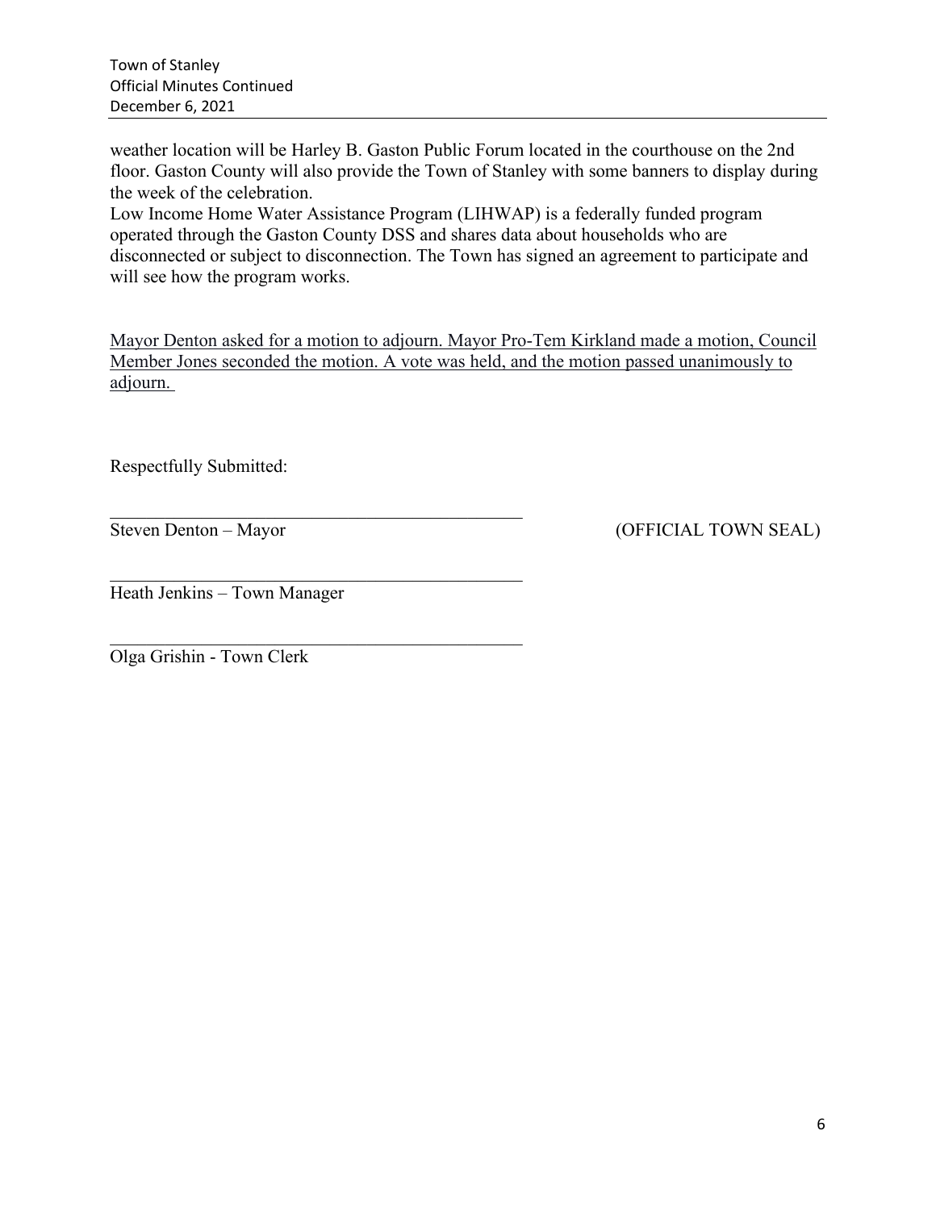weather location will be Harley B. Gaston Public Forum located in the courthouse on the 2nd floor. Gaston County will also provide the Town of Stanley with some banners to display during the week of the celebration.
Low Income Home Water Assistance Program (LIHWAP) is a federally funded program operated through the Gaston County DSS and shares data about households who are disconnected or subject to disconnection. The Town has signed an agreement to participate and will see how the program works.

<u>Mayor Denton asked for a motion to adjourn. Mayor Pro-Tem Kirkland made a motion, Council Member Jones seconded the motion. A vote was held, and the motion passed unanimously to adjourn.</u>

Respectfully Submitted:

\_\_\_\_\_\_\_\_\_\_\_\_\_\_\_\_\_\_\_\_\_\_\_\_\_\_\_\_\_\_\_\_\_\_\_\_\_\_\_\_\_\_\_\_\_\_
Steven Denton – Mayor (OFFICIAL TOWN SEAL)

\_\_\_\_\_\_\_\_\_\_\_\_\_\_\_\_\_\_\_\_\_\_\_\_\_\_\_\_\_\_\_\_\_\_\_\_\_\_\_\_\_\_\_\_\_\_
Heath Jenkins – Town Manager

\_\_\_\_\_\_\_\_\_\_\_\_\_\_\_\_\_\_\_\_\_\_\_\_\_\_\_\_\_\_\_\_\_\_\_\_\_\_\_\_\_\_\_\_\_\_
Olga Grishin - Town Clerk